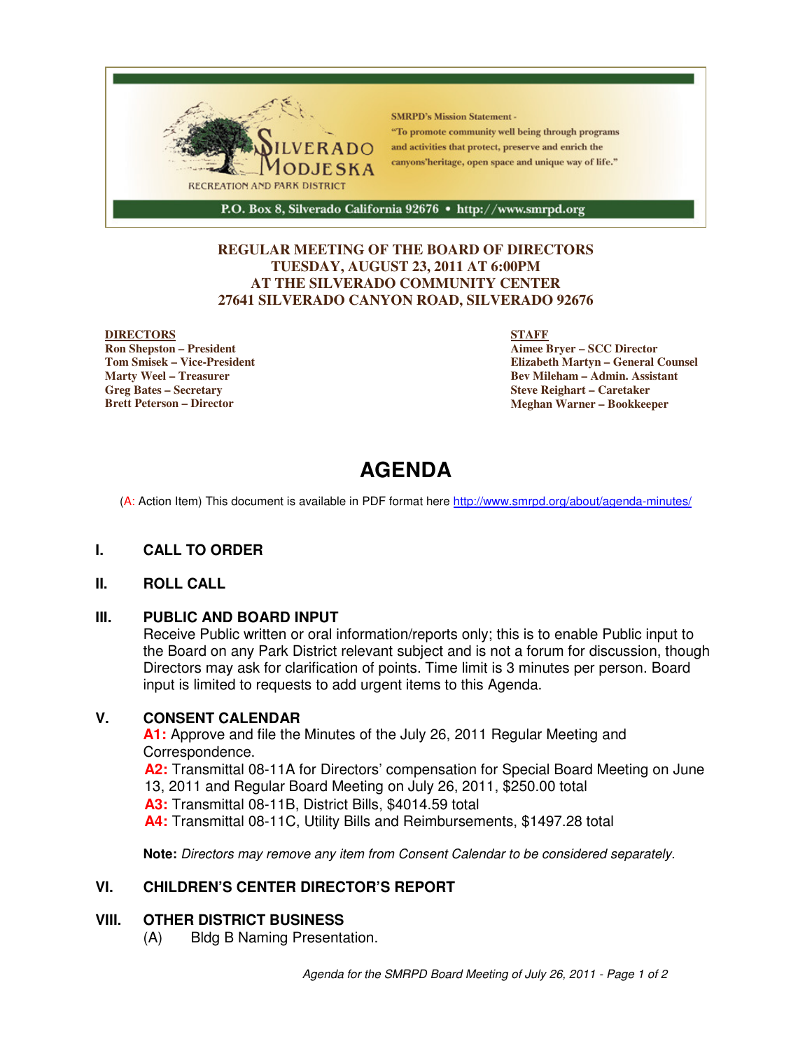SILVERADO MODJESKA
RECREATION AND PARK DISTRICT

SMRPD's Mission Statement -
"To promote community well being through programs and activities that protect, preserve and enrich the canyons'heritage, open space and unique way of life."

P.O. Box 8, Silverado California 92676 • http://www.smrpd.org

**REGULAR MEETING OF THE BOARD OF DIRECTORS**
**TUESDAY, AUGUST 23, 2011 AT 6:00PM**
**AT THE SILVERADO COMMUNITY CENTER**
**27641 SILVERADO CANYON ROAD, SILVERADO 92676**

**DIRECTORS**
**Ron Shepston – President**
**Tom Smisek – Vice-President**
**Marty Weel – Treasurer**
**Greg Bates – Secretary**
**Brett Peterson – Director**

**STAFF**
**Aimee Bryer – SCC Director**
**Elizabeth Martyn – General Counsel**
**Bev Mileham – Admin. Assistant**
**Steve Reighart – Caretaker**
**Meghan Warner – Bookkeeper**

# AGENDA

(A: Action Item) This document is available in PDF format here http://www.smrpd.org/about/agenda-minutes/

## I. CALL TO ORDER

## II. ROLL CALL

## III. PUBLIC AND BOARD INPUT

Receive Public written or oral information/reports only; this is to enable Public input to the Board on any Park District relevant subject and is not a forum for discussion, though Directors may ask for clarification of points. Time limit is 3 minutes per person. Board input is limited to requests to add urgent items to this Agenda.

## V. CONSENT CALENDAR

**A1:** Approve and file the Minutes of the July 26, 2011 Regular Meeting and Correspondence.
**A2:** Transmittal 08-11A for Directors' compensation for Special Board Meeting on June 13, 2011 and Regular Board Meeting on July 26, 2011, $250.00 total
**A3:** Transmittal 08-11B, District Bills, $4014.59 total
**A4:** Transmittal 08-11C, Utility Bills and Reimbursements, $1497.28 total

**Note:** *Directors may remove any item from Consent Calendar to be considered separately.*

## VI. CHILDREN'S CENTER DIRECTOR'S REPORT

## VIII. OTHER DISTRICT BUSINESS

(A) Bldg B Naming Presentation.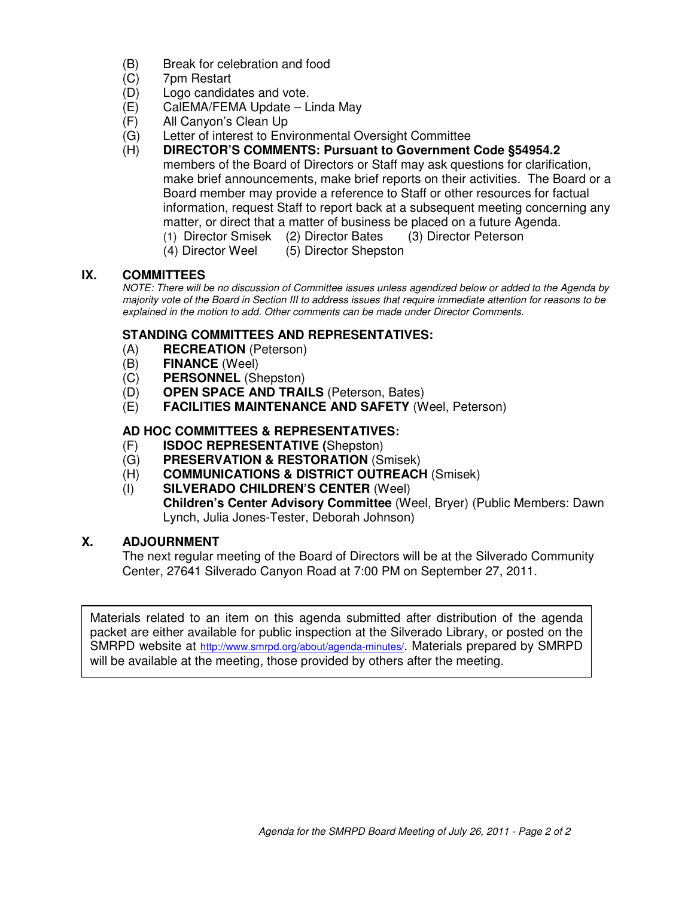(B) Break for celebration and food
(C) 7pm Restart
(D) Logo candidates and vote.
(E) CalEMA/FEMA Update – Linda May
(F) All Canyon's Clean Up
(G) Letter of interest to Environmental Oversight Committee
(H) **DIRECTOR'S COMMENTS: Pursuant to Government Code §54954.2** members of the Board of Directors or Staff may ask questions for clarification, make brief announcements, make brief reports on their activities. The Board or a Board member may provide a reference to Staff or other resources for factual information, request Staff to report back at a subsequent meeting concerning any matter, or direct that a matter of business be placed on a future Agenda.
(1) Director Smisek (2) Director Bates (3) Director Peterson
(4) Director Weel (5) Director Shepston

## IX. COMMITTEES

*NOTE: There will be no discussion of Committee issues unless agendized below or added to the Agenda by majority vote of the Board in Section III to address issues that require immediate attention for reasons to be explained in the motion to add. Other comments can be made under Director Comments.*

### STANDING COMMITTEES AND REPRESENTATIVES:

(A) **RECREATION** (Peterson)
(B) **FINANCE** (Weel)
(C) **PERSONNEL** (Shepston)
(D) **OPEN SPACE AND TRAILS** (Peterson, Bates)
(E) **FACILITIES MAINTENANCE AND SAFETY** (Weel, Peterson)

### AD HOC COMMITTEES & REPRESENTATIVES:

(F) **ISDOC REPRESENTATIVE (**Shepston)
(G) **PRESERVATION & RESTORATION** (Smisek)
(H) **COMMUNICATIONS & DISTRICT OUTREACH** (Smisek)
(I) **SILVERADO CHILDREN'S CENTER** (Weel)
**Children's Center Advisory Committee** (Weel, Bryer) (Public Members: Dawn Lynch, Julia Jones-Tester, Deborah Johnson)

## X. ADJOURNMENT

The next regular meeting of the Board of Directors will be at the Silverado Community Center, 27641 Silverado Canyon Road at 7:00 PM on September 27, 2011.

Materials related to an item on this agenda submitted after distribution of the agenda packet are either available for public inspection at the Silverado Library, or posted on the SMRPD website at http://www.smrpd.org/about/agenda-minutes/. Materials prepared by SMRPD will be available at the meeting, those provided by others after the meeting.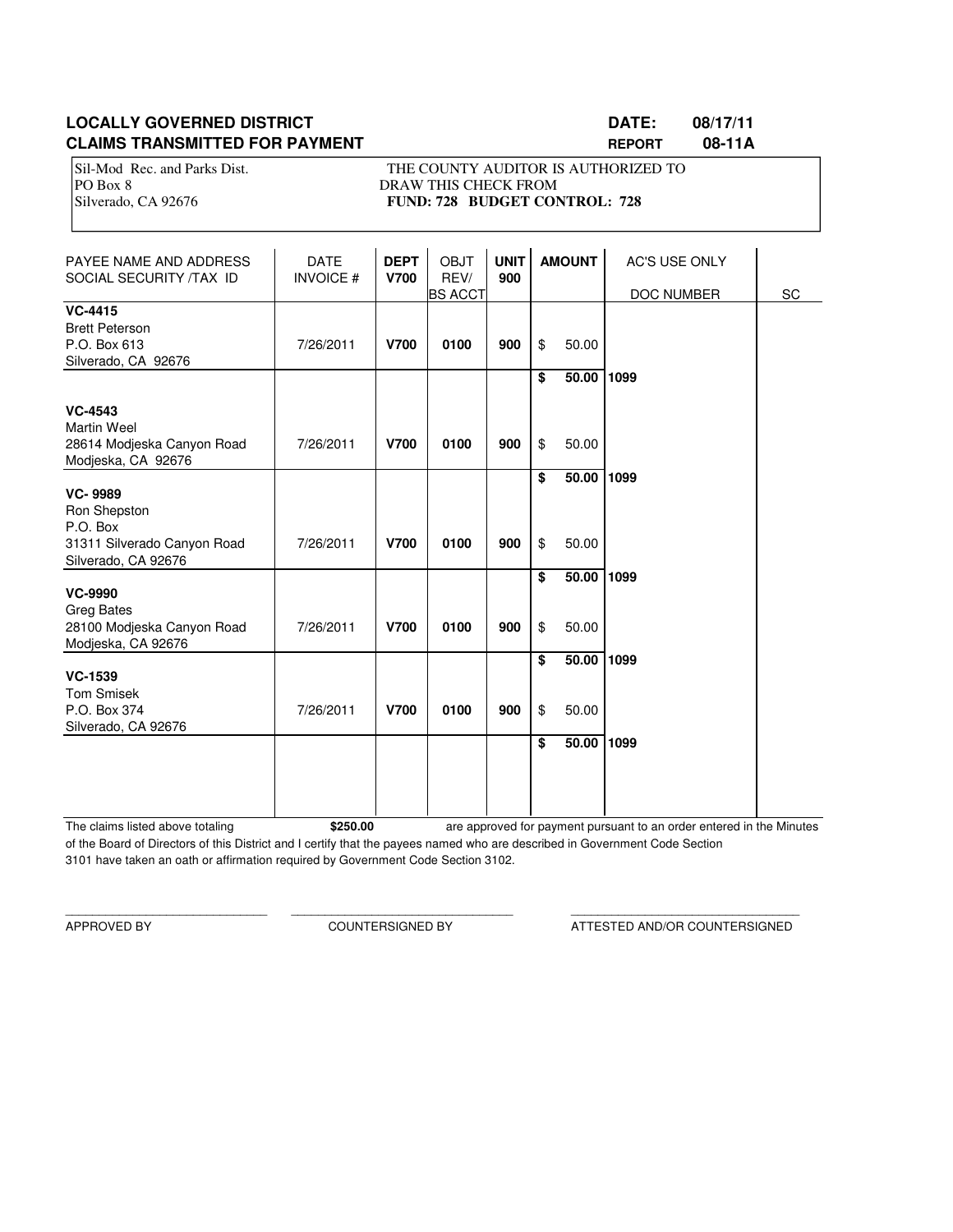**LOCALLY GOVERNED DISTRICT** **DATE: 08/17/11**
**CLAIMS TRANSMITTED FOR PAYMENT** **REPORT 08-11A**

Sil-Mod Rec. and Parks Dist.
PO Box 8
Silverado, CA 92676

THE COUNTY AUDITOR IS AUTHORIZED TO DRAW THIS CHECK FROM
**FUND: 728 BUDGET CONTROL: 728**

| PAYEE NAME AND ADDRESS SOCIAL SECURITY /TAX ID | DATE INVOICE # | **DEPT V700** | OBJT REV/ BS ACCT | **UNIT 900** | **AMOUNT** | AC'S USE ONLY DOC NUMBER | SC |
|---|---|---|---|---|---|---|---|
| **VC-4415** Brett Peterson P.O. Box 613 Silverado, CA 92676 | 7/26/2011 | **V700** | **0100** | **900** | $ 50.00 | | |
| | | | | | **$ 50.00** | **1099** | |
| **VC-4543** Martin Weel 28614 Modjeska Canyon Road Modjeska, CA 92676 | 7/26/2011 | **V700** | **0100** | **900** | $ 50.00 | | |
| | | | | | **$ 50.00** | **1099** | |
| **VC- 9989** Ron Shepston P.O. Box 31311 Silverado Canyon Road Silverado, CA 92676 | 7/26/2011 | **V700** | **0100** | **900** | $ 50.00 | | |
| | | | | | **$ 50.00** | **1099** | |
| **VC-9990** Greg Bates 28100 Modjeska Canyon Road Modjeska, CA 92676 | 7/26/2011 | **V700** | **0100** | **900** | $ 50.00 | | |
| | | | | | **$ 50.00** | **1099** | |
| **VC-1539** Tom Smisek P.O. Box 374 Silverado, CA 92676 | 7/26/2011 | **V700** | **0100** | **900** | $ 50.00 | | |
| | | | | | **$ 50.00** | **1099** | |

The claims listed above totaling **$250.00** are approved for payment pursuant to an order entered in the Minutes of the Board of Directors of this District and I certify that the payees named who are described in Government Code Section 3101 have taken an oath or affirmation required by Government Code Section 3102.

______________________________ APPROVED BY

______________________________ COUNTERSIGNED BY

______________________________ ATTESTED AND/OR COUNTERSIGNED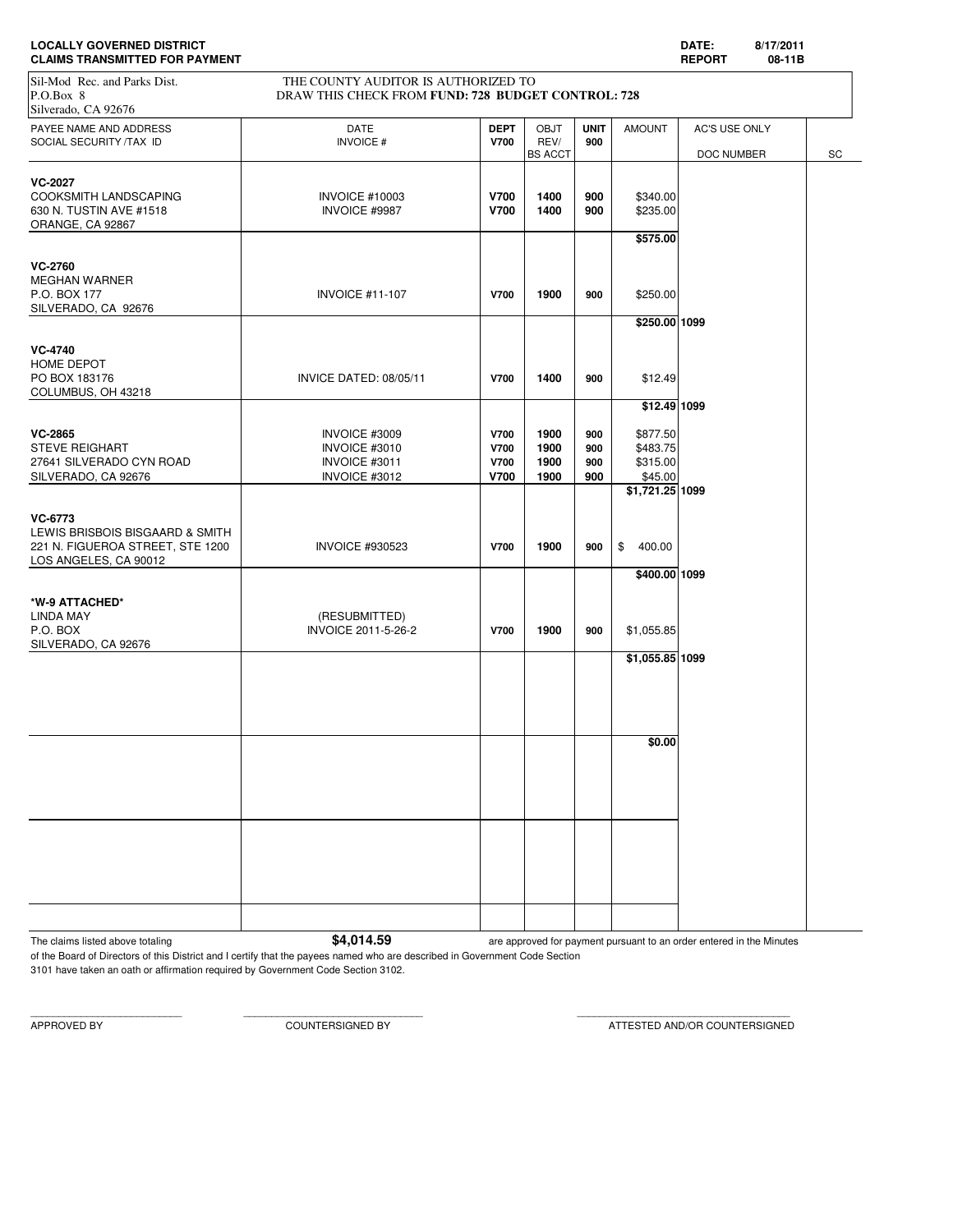**LOCALLY GOVERNED DISTRICT**
**CLAIMS TRANSMITTED FOR PAYMENT**

**DATE:** 8/17/2011
**REPORT** 08-11B

Sil-Mod Rec. and Parks Dist.
P.O.Box 8
Silverado, CA 92676

THE COUNTY AUDITOR IS AUTHORIZED TO
DRAW THIS CHECK FROM **FUND: 728 BUDGET CONTROL: 728**

| PAYEE NAME AND ADDRESS SOCIAL SECURITY /TAX ID | DATE INVOICE # | DEPT V700 | OBJT REV/ BS ACCT | UNIT 900 | AMOUNT | AC'S USE ONLY DOC NUMBER | SC |
|---|---|---|---|---|---|---|---|
| **VC-2027** | | | | | | | |
| COOKSMITH LANDSCAPING | INVOICE #10003 | **V700** | **1400** | **900** | $340.00 | | |
| 630 N. TUSTIN AVE #1518 | INVOICE #9987 | **V700** | **1400** | **900** | $235.00 | | |
| ORANGE, CA 92867 | | | | | | | |
| | | | | | **$575.00** | | |
| **VC-2760** | | | | | | | |
| MEGHAN WARNER | | | | | | | |
| P.O. BOX 177 | INVOICE #11-107 | **V700** | **1900** | **900** | $250.00 | | |
| SILVERADO, CA 92676 | | | | | | | |
| | | | | | **$250.00** | **1099** | |
| **VC-4740** | | | | | | | |
| HOME DEPOT | | | | | | | |
| PO BOX 183176 | INVICE DATED: 08/05/11 | **V700** | **1400** | **900** | $12.49 | | |
| COLUMBUS, OH 43218 | | | | | | | |
| | | | | | **$12.49** | **1099** | |
| **VC-2865** | INVOICE #3009 | **V700** | **1900** | **900** | $877.50 | | |
| STEVE REIGHART | INVOICE #3010 | **V700** | **1900** | **900** | $483.75 | | |
| 27641 SILVERADO CYN ROAD | INVOICE #3011 | **V700** | **1900** | **900** | $315.00 | | |
| SILVERADO, CA 92676 | INVOICE #3012 | **V700** | **1900** | **900** | $45.00 | | |
| | | | | | **$1,721.25** | **1099** | |
| **VC-6773** | | | | | | | |
| LEWIS BRISBOIS BISGAARD & SMITH | | | | | | | |
| 221 N. FIGUEROA STREET, STE 1200 | INVOICE #930523 | **V700** | **1900** | **900** | $ 400.00 | | |
| LOS ANGELES, CA 90012 | | | | | | | |
| | | | | | **$400.00** | **1099** | |
| ***W-9 ATTACHED*** | | | | | | | |
| LINDA MAY | (RESUBMITTED) | | | | | | |
| P.O. BOX | INVOICE 2011-5-26-2 | **V700** | **1900** | **900** | $1,055.85 | | |
| SILVERADO, CA 92676 | | | | | | | |
| | | | | | **$1,055.85** | **1099** | |
| | | | | | **$0.00** | | |

The claims listed above totaling **$4,014.59** are approved for payment pursuant to an order entered in the Minutes of the Board of Directors of this District and I certify that the payees named who are described in Government Code Section 3101 have taken an oath or affirmation required by Government Code Section 3102.

APPROVED BY ____________________ COUNTERSIGNED BY ____________________ ATTESTED AND/OR COUNTERSIGNED ____________________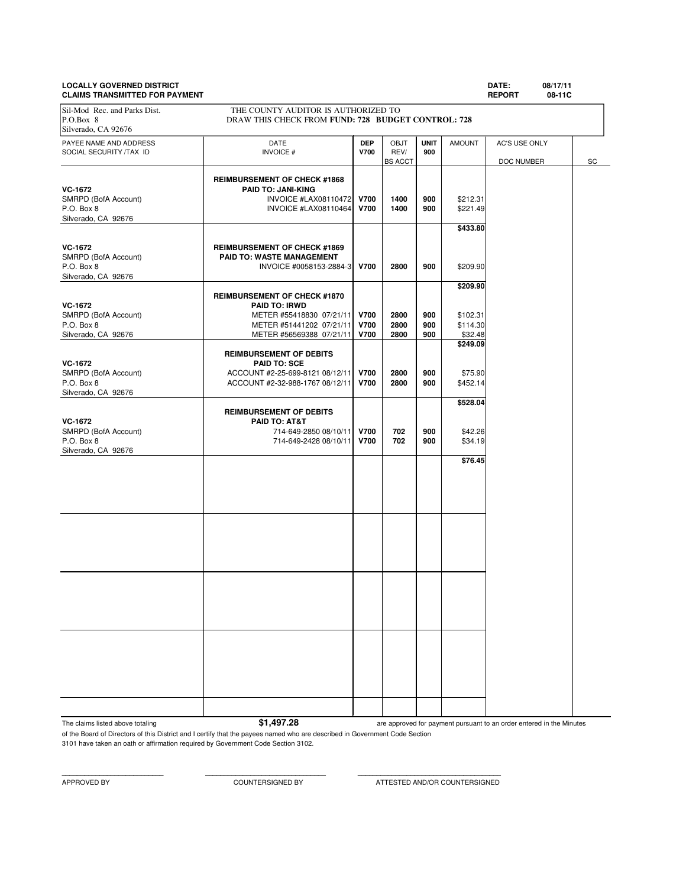**LOCALLY GOVERNED DISTRICT**
**CLAIMS TRANSMITTED FOR PAYMENT**

**DATE:** 08/17/11
**REPORT** 08-11C

Sil-Mod Rec. and Parks Dist.
P.O.Box 8
Silverado, CA 92676

THE COUNTY AUDITOR IS AUTHORIZED TO DRAW THIS CHECK FROM **FUND: 728 BUDGET CONTROL: 728**

| PAYEE NAME AND ADDRESS / SOCIAL SECURITY /TAX ID | DATE / INVOICE # | DEP V700 | OBJT REV/ BS ACCT | UNIT 900 | AMOUNT | AC'S USE ONLY / DOC NUMBER | SC |
|---|---|---|---|---|---|---|---|
| **VC-1672** SMRPD (BofA Account) P.O. Box 8 Silverado, CA 92676 | **REIMBURSEMENT OF CHECK #1868** **PAID TO: JANI-KING** | | | | | | |
| | INVOICE #LAX08110472 | **V700** | **1400** | **900** | $212.31 | | |
| | INVOICE #LAX08110464 | **V700** | **1400** | **900** | $221.49 | | |
| | | | | | **$433.80** | | |
| **VC-1672** SMRPD (BofA Account) P.O. Box 8 Silverado, CA 92676 | **REIMBURSEMENT OF CHECK #1869** **PAID TO: WASTE MANAGEMENT** | | | | | | |
| | INVOICE #0058153-2884-3 | **V700** | **2800** | **900** | $209.90 | | |
| | | | | | **$209.90** | | |
| **VC-1672** SMRPD (BofA Account) P.O. Box 8 Silverado, CA 92676 | **REIMBURSEMENT OF CHECK #1870** **PAID TO: IRWD** | | | | | | |
| | METER #55418830 07/21/11 | **V700** | **2800** | **900** | $102.31 | | |
| | METER #51441202 07/21/11 | **V700** | **2800** | **900** | $114.30 | | |
| | METER #56569388 07/21/11 | **V700** | **2800** | **900** | $32.48 | | |
| | | | | | **$249.09** | | |
| **VC-1672** SMRPD (BofA Account) P.O. Box 8 Silverado, CA 92676 | **REIMBURSEMENT OF DEBITS** **PAID TO: SCE** | | | | | | |
| | ACCOUNT #2-25-699-8121 08/12/11 | **V700** | **2800** | **900** | $75.90 | | |
| | ACCOUNT #2-32-988-1767 08/12/11 | **V700** | **2800** | **900** | $452.14 | | |
| | | | | | **$528.04** | | |
| **VC-1672** SMRPD (BofA Account) P.O. Box 8 Silverado, CA 92676 | **REIMBURSEMENT OF DEBITS** **PAID TO: AT&T** | | | | | | |
| | 714-649-2850 08/10/11 | **V700** | **702** | **900** | $42.26 | | |
| | 714-649-2428 08/10/11 | **V700** | **702** | **900** | $34.19 | | |
| | | | | | **$76.45** | | |

The claims listed above totaling **$1,497.28** are approved for payment pursuant to an order entered in the Minutes of the Board of Directors of this District and I certify that the payees named who are described in Government Code Section 3101 have taken an oath or affirmation required by Government Code Section 3102.

\_\_\_\_\_\_\_\_\_\_\_\_\_\_\_\_\_\_\_\_\_\_\_\_\_\_ APPROVED BY

\_\_\_\_\_\_\_\_\_\_\_\_\_\_\_\_\_\_\_\_\_\_\_\_\_\_ COUNTERSIGNED BY

\_\_\_\_\_\_\_\_\_\_\_\_\_\_\_\_\_\_\_\_\_\_\_\_\_\_ ATTESTED AND/OR COUNTERSIGNED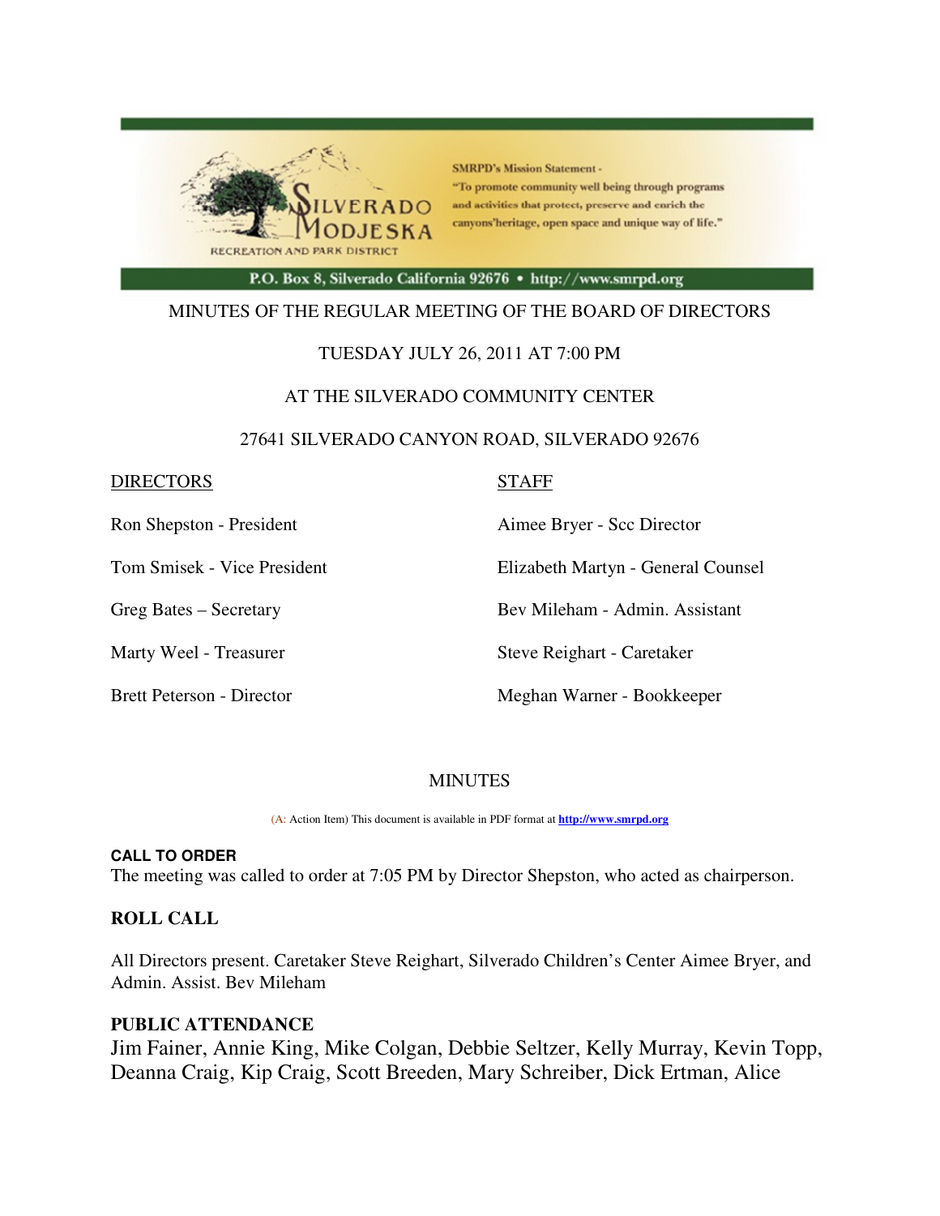SMRPD's Mission Statement - "To promote community well being through programs and activities that protect, preserve and enrich the canyons'heritage, open space and unique way of life."

SILVERADO MODJESKA RECREATION AND PARK DISTRICT

P.O. Box 8, Silverado California 92676 • http://www.smrpd.org

MINUTES OF THE REGULAR MEETING OF THE BOARD OF DIRECTORS

TUESDAY JULY 26, 2011 AT 7:00 PM

AT THE SILVERADO COMMUNITY CENTER

27641 SILVERADO CANYON ROAD, SILVERADO 92676

| DIRECTORS | STAFF |
|---|---|
| Ron Shepston - President | Aimee Bryer - Scc Director |
| Tom Smisek - Vice President | Elizabeth Martyn - General Counsel |
| Greg Bates – Secretary | Bev Mileham - Admin. Assistant |
| Marty Weel - Treasurer | Steve Reighart - Caretaker |
| Brett Peterson - Director | Meghan Warner - Bookkeeper |

MINUTES

(A: Action Item) This document is available in PDF format at http://www.smrpd.org

**CALL TO ORDER**

The meeting was called to order at 7:05 PM by Director Shepston, who acted as chairperson.

**ROLL CALL**

All Directors present. Caretaker Steve Reighart, Silverado Children's Center Aimee Bryer, and Admin. Assist. Bev Mileham

**PUBLIC ATTENDANCE**

Jim Fainer, Annie King, Mike Colgan, Debbie Seltzer, Kelly Murray, Kevin Topp, Deanna Craig, Kip Craig, Scott Breeden, Mary Schreiber, Dick Ertman, Alice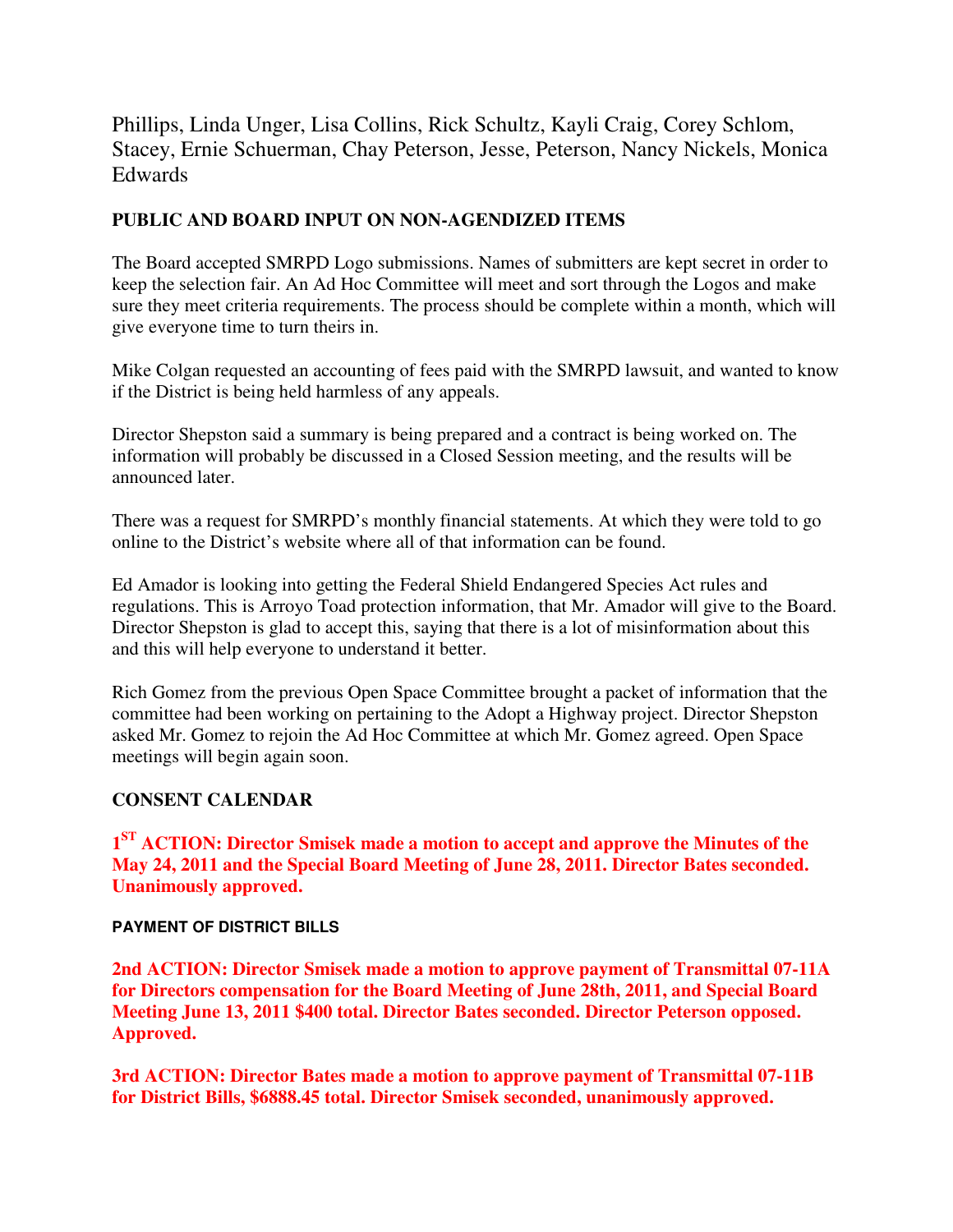Phillips, Linda Unger, Lisa Collins, Rick Schultz, Kayli Craig, Corey Schlom, Stacey, Ernie Schuerman, Chay Peterson, Jesse, Peterson, Nancy Nickels, Monica Edwards

**PUBLIC AND BOARD INPUT ON NON-AGENDIZED ITEMS**

The Board accepted SMRPD Logo submissions. Names of submitters are kept secret in order to keep the selection fair. An Ad Hoc Committee will meet and sort through the Logos and make sure they meet criteria requirements. The process should be complete within a month, which will give everyone time to turn theirs in.

Mike Colgan requested an accounting of fees paid with the SMRPD lawsuit, and wanted to know if the District is being held harmless of any appeals.

Director Shepston said a summary is being prepared and a contract is being worked on. The information will probably be discussed in a Closed Session meeting, and the results will be announced later.

There was a request for SMRPD's monthly financial statements. At which they were told to go online to the District's website where all of that information can be found.

Ed Amador is looking into getting the Federal Shield Endangered Species Act rules and regulations. This is Arroyo Toad protection information, that Mr. Amador will give to the Board. Director Shepston is glad to accept this, saying that there is a lot of misinformation about this and this will help everyone to understand it better.

Rich Gomez from the previous Open Space Committee brought a packet of information that the committee had been working on pertaining to the Adopt a Highway project. Director Shepston asked Mr. Gomez to rejoin the Ad Hoc Committee at which Mr. Gomez agreed. Open Space meetings will begin again soon.

**CONSENT CALENDAR**

**1ST ACTION: Director Smisek made a motion to accept and approve the Minutes of the May 24, 2011 and the Special Board Meeting of June 28, 2011. Director Bates seconded. Unanimously approved.**

**PAYMENT OF DISTRICT BILLS**

**2nd ACTION: Director Smisek made a motion to approve payment of Transmittal 07-11A for Directors compensation for the Board Meeting of June 28th, 2011, and Special Board Meeting June 13, 2011 $400 total. Director Bates seconded. Director Peterson opposed. Approved.**

**3rd ACTION: Director Bates made a motion to approve payment of Transmittal 07-11B for District Bills, $6888.45 total. Director Smisek seconded, unanimously approved.**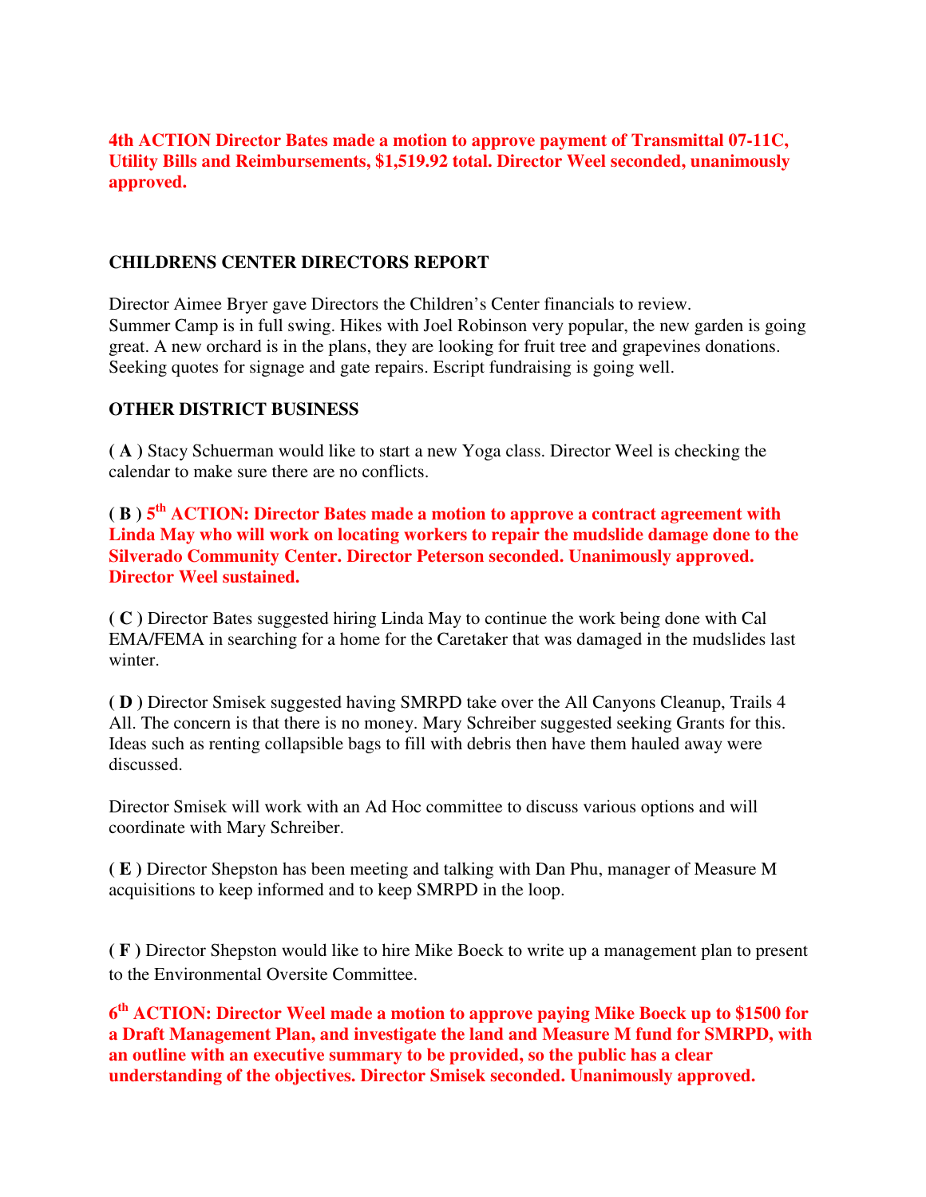**4th ACTION Director Bates made a motion to approve payment of Transmittal 07-11C, Utility Bills and Reimbursements, $1,519.92 total. Director Weel seconded, unanimously approved.**

## CHILDRENS CENTER DIRECTORS REPORT

Director Aimee Bryer gave Directors the Children's Center financials to review. Summer Camp is in full swing. Hikes with Joel Robinson very popular, the new garden is going great. A new orchard is in the plans, they are looking for fruit tree and grapevines donations. Seeking quotes for signage and gate repairs. Escript fundraising is going well.

## OTHER DISTRICT BUSINESS

**( A )** Stacy Schuerman would like to start a new Yoga class. Director Weel is checking the calendar to make sure there are no conflicts.

**( B ) 5th ACTION: Director Bates made a motion to approve a contract agreement with Linda May who will work on locating workers to repair the mudslide damage done to the Silverado Community Center. Director Peterson seconded. Unanimously approved. Director Weel sustained.**

**( C )** Director Bates suggested hiring Linda May to continue the work being done with Cal EMA/FEMA in searching for a home for the Caretaker that was damaged in the mudslides last winter.

**( D )** Director Smisek suggested having SMRPD take over the All Canyons Cleanup, Trails 4 All. The concern is that there is no money. Mary Schreiber suggested seeking Grants for this. Ideas such as renting collapsible bags to fill with debris then have them hauled away were discussed.

Director Smisek will work with an Ad Hoc committee to discuss various options and will coordinate with Mary Schreiber.

**( E )** Director Shepston has been meeting and talking with Dan Phu, manager of Measure M acquisitions to keep informed and to keep SMRPD in the loop.

**( F )** Director Shepston would like to hire Mike Boeck to write up a management plan to present to the Environmental Oversite Committee.

**6th ACTION: Director Weel made a motion to approve paying Mike Boeck up to $1500 for a Draft Management Plan, and investigate the land and Measure M fund for SMRPD, with an outline with an executive summary to be provided, so the public has a clear understanding of the objectives. Director Smisek seconded. Unanimously approved.**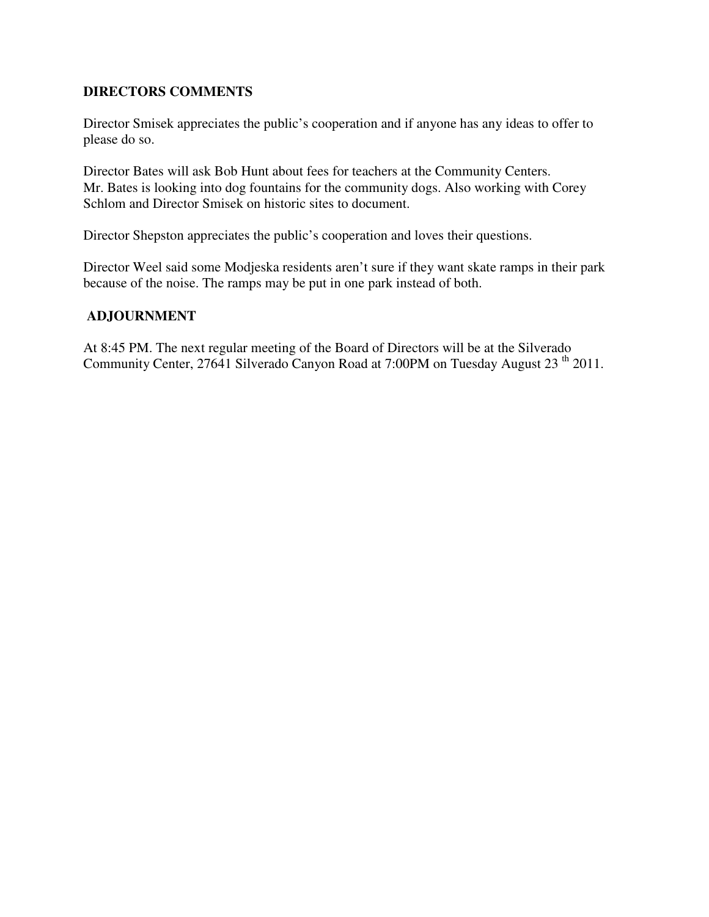## DIRECTORS COMMENTS

Director Smisek appreciates the public's cooperation and if anyone has any ideas to offer to please do so.

Director Bates will ask Bob Hunt about fees for teachers at the Community Centers.
Mr. Bates is looking into dog fountains for the community dogs. Also working with Corey Schlom and Director Smisek on historic sites to document.

Director Shepston appreciates the public's cooperation and loves their questions.

Director Weel said some Modjeska residents aren't sure if they want skate ramps in their park because of the noise. The ramps may be put in one park instead of both.

## ADJOURNMENT

At 8:45 PM. The next regular meeting of the Board of Directors will be at the Silverado Community Center, 27641 Silverado Canyon Road at 7:00PM on Tuesday August 23th 2011.